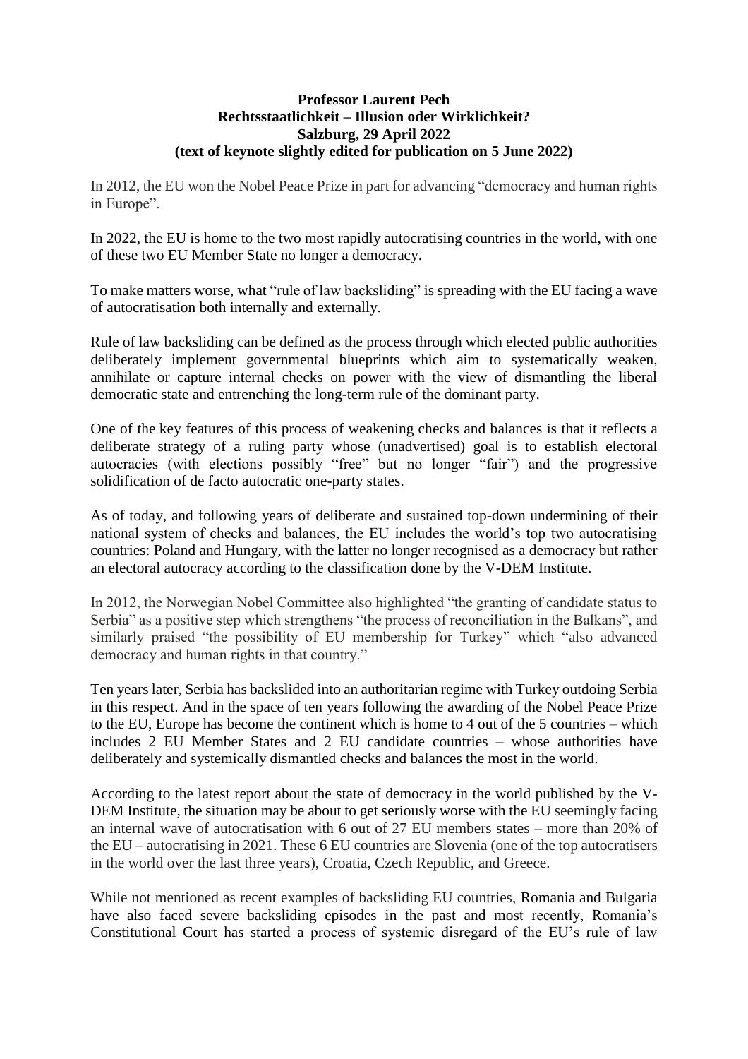**Professor Laurent Pech**
**Rechtsstaatlichkeit – Illusion oder Wirklichkeit?**
**Salzburg, 29 April 2022**
**(text of keynote slightly edited for publication on 5 June 2022)**

In 2012, the EU won the Nobel Peace Prize in part for advancing "democracy and human rights in Europe".

In 2022, the EU is home to the two most rapidly autocratising countries in the world, with one of these two EU Member State no longer a democracy.

To make matters worse, what "rule of law backsliding" is spreading with the EU facing a wave of autocratisation both internally and externally.

Rule of law backsliding can be defined as the process through which elected public authorities deliberately implement governmental blueprints which aim to systematically weaken, annihilate or capture internal checks on power with the view of dismantling the liberal democratic state and entrenching the long-term rule of the dominant party.

One of the key features of this process of weakening checks and balances is that it reflects a deliberate strategy of a ruling party whose (unadvertised) goal is to establish electoral autocracies (with elections possibly "free" but no longer "fair") and the progressive solidification of de facto autocratic one-party states.

As of today, and following years of deliberate and sustained top-down undermining of their national system of checks and balances, the EU includes the world's top two autocratising countries: Poland and Hungary, with the latter no longer recognised as a democracy but rather an electoral autocracy according to the classification done by the V-DEM Institute.

In 2012, the Norwegian Nobel Committee also highlighted "the granting of candidate status to Serbia" as a positive step which strengthens "the process of reconciliation in the Balkans", and similarly praised "the possibility of EU membership for Turkey" which "also advanced democracy and human rights in that country."

Ten years later, Serbia has backslided into an authoritarian regime with Turkey outdoing Serbia in this respect. And in the space of ten years following the awarding of the Nobel Peace Prize to the EU, Europe has become the continent which is home to 4 out of the 5 countries – which includes 2 EU Member States and 2 EU candidate countries – whose authorities have deliberately and systemically dismantled checks and balances the most in the world.

According to the latest report about the state of democracy in the world published by the V-DEM Institute, the situation may be about to get seriously worse with the EU seemingly facing an internal wave of autocratisation with 6 out of 27 EU members states – more than 20% of the EU – autocratising in 2021. These 6 EU countries are Slovenia (one of the top autocratisers in the world over the last three years), Croatia, Czech Republic, and Greece.

While not mentioned as recent examples of backsliding EU countries, Romania and Bulgaria have also faced severe backsliding episodes in the past and most recently, Romania's Constitutional Court has started a process of systemic disregard of the EU's rule of law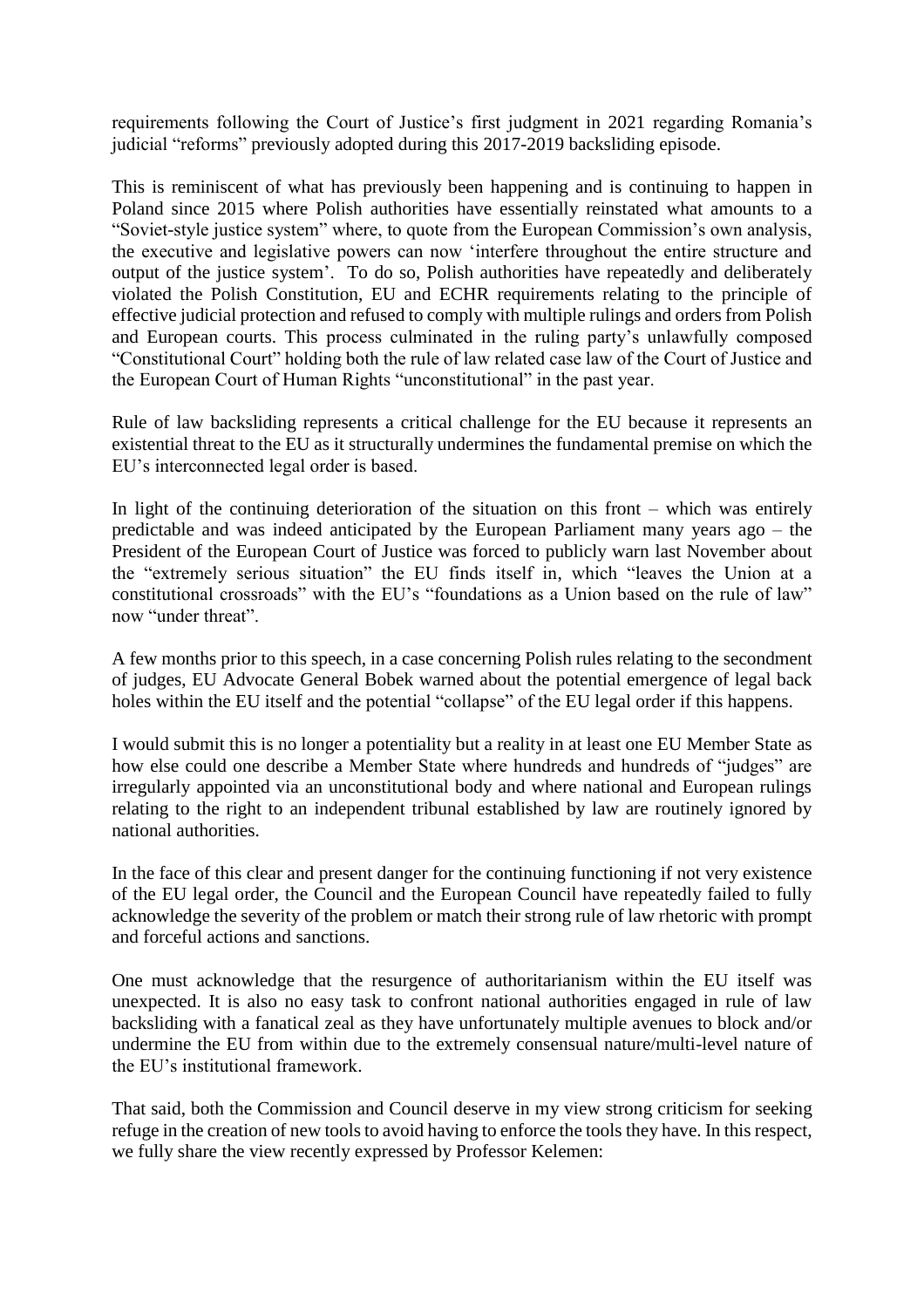requirements following the Court of Justice's first judgment in 2021 regarding Romania's judicial "reforms" previously adopted during this 2017-2019 backsliding episode.

This is reminiscent of what has previously been happening and is continuing to happen in Poland since 2015 where Polish authorities have essentially reinstated what amounts to a "Soviet-style justice system" where, to quote from the European Commission's own analysis, the executive and legislative powers can now 'interfere throughout the entire structure and output of the justice system'. To do so, Polish authorities have repeatedly and deliberately violated the Polish Constitution, EU and ECHR requirements relating to the principle of effective judicial protection and refused to comply with multiple rulings and orders from Polish and European courts. This process culminated in the ruling party's unlawfully composed "Constitutional Court" holding both the rule of law related case law of the Court of Justice and the European Court of Human Rights "unconstitutional" in the past year.

Rule of law backsliding represents a critical challenge for the EU because it represents an existential threat to the EU as it structurally undermines the fundamental premise on which the EU's interconnected legal order is based.

In light of the continuing deterioration of the situation on this front – which was entirely predictable and was indeed anticipated by the European Parliament many years ago – the President of the European Court of Justice was forced to publicly warn last November about the "extremely serious situation" the EU finds itself in, which "leaves the Union at a constitutional crossroads" with the EU's "foundations as a Union based on the rule of law" now "under threat".

A few months prior to this speech, in a case concerning Polish rules relating to the secondment of judges, EU Advocate General Bobek warned about the potential emergence of legal back holes within the EU itself and the potential "collapse" of the EU legal order if this happens.

I would submit this is no longer a potentiality but a reality in at least one EU Member State as how else could one describe a Member State where hundreds and hundreds of "judges" are irregularly appointed via an unconstitutional body and where national and European rulings relating to the right to an independent tribunal established by law are routinely ignored by national authorities.

In the face of this clear and present danger for the continuing functioning if not very existence of the EU legal order, the Council and the European Council have repeatedly failed to fully acknowledge the severity of the problem or match their strong rule of law rhetoric with prompt and forceful actions and sanctions.

One must acknowledge that the resurgence of authoritarianism within the EU itself was unexpected. It is also no easy task to confront national authorities engaged in rule of law backsliding with a fanatical zeal as they have unfortunately multiple avenues to block and/or undermine the EU from within due to the extremely consensual nature/multi-level nature of the EU's institutional framework.

That said, both the Commission and Council deserve in my view strong criticism for seeking refuge in the creation of new tools to avoid having to enforce the tools they have. In this respect, we fully share the view recently expressed by Professor Kelemen: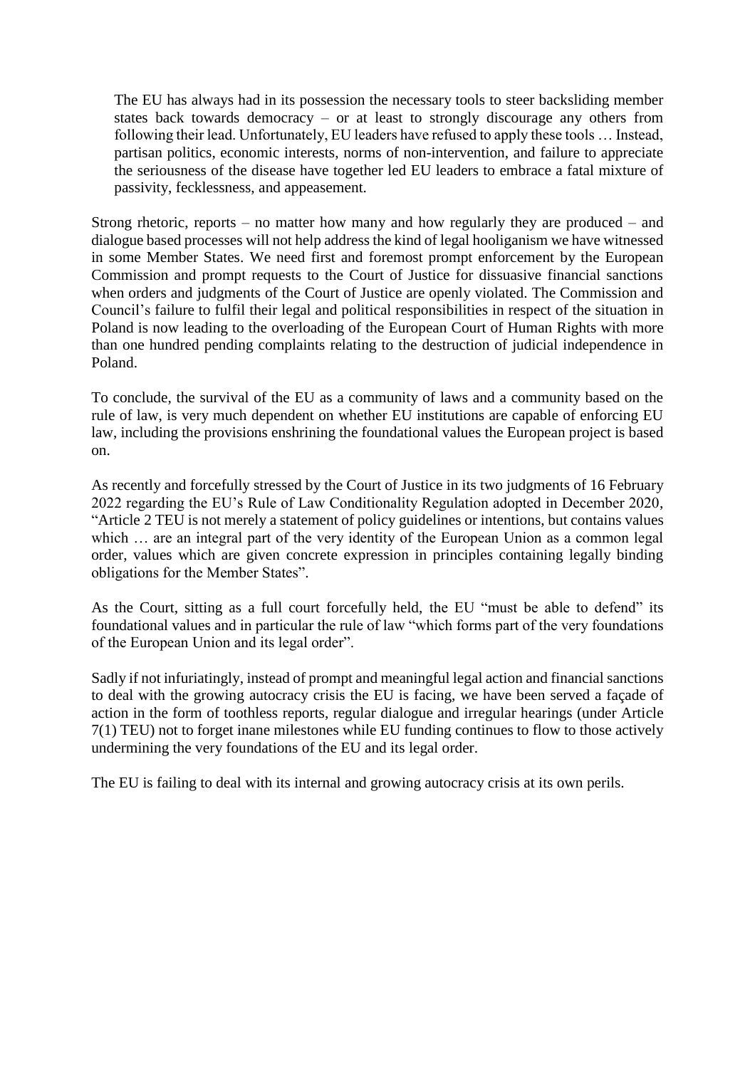> The EU has always had in its possession the necessary tools to steer backsliding member states back towards democracy – or at least to strongly discourage any others from following their lead. Unfortunately, EU leaders have refused to apply these tools … Instead, partisan politics, economic interests, norms of non-intervention, and failure to appreciate the seriousness of the disease have together led EU leaders to embrace a fatal mixture of passivity, fecklessness, and appeasement.

Strong rhetoric, reports – no matter how many and how regularly they are produced – and dialogue based processes will not help address the kind of legal hooliganism we have witnessed in some Member States. We need first and foremost prompt enforcement by the European Commission and prompt requests to the Court of Justice for dissuasive financial sanctions when orders and judgments of the Court of Justice are openly violated. The Commission and Council's failure to fulfil their legal and political responsibilities in respect of the situation in Poland is now leading to the overloading of the European Court of Human Rights with more than one hundred pending complaints relating to the destruction of judicial independence in Poland.

To conclude, the survival of the EU as a community of laws and a community based on the rule of law, is very much dependent on whether EU institutions are capable of enforcing EU law, including the provisions enshrining the foundational values the European project is based on.

As recently and forcefully stressed by the Court of Justice in its two judgments of 16 February 2022 regarding the EU's Rule of Law Conditionality Regulation adopted in December 2020, "Article 2 TEU is not merely a statement of policy guidelines or intentions, but contains values which … are an integral part of the very identity of the European Union as a common legal order, values which are given concrete expression in principles containing legally binding obligations for the Member States".

As the Court, sitting as a full court forcefully held, the EU "must be able to defend" its foundational values and in particular the rule of law "which forms part of the very foundations of the European Union and its legal order".

Sadly if not infuriatingly, instead of prompt and meaningful legal action and financial sanctions to deal with the growing autocracy crisis the EU is facing, we have been served a façade of action in the form of toothless reports, regular dialogue and irregular hearings (under Article 7(1) TEU) not to forget inane milestones while EU funding continues to flow to those actively undermining the very foundations of the EU and its legal order.

The EU is failing to deal with its internal and growing autocracy crisis at its own perils.